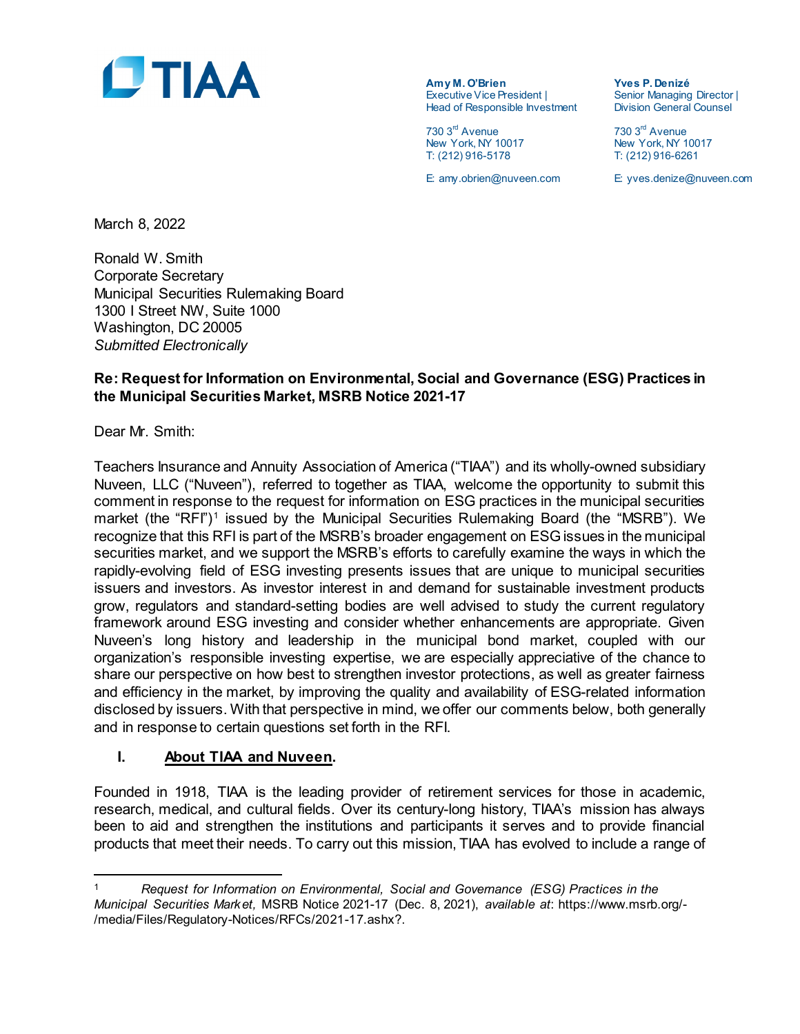**TIAA**

**Amy M. O'Brien**
Executive Vice President |
Head of Responsible Investment

730 3rd Avenue
New York, NY 10017
T: (212) 916-5178

E: amy.obrien@nuveen.com

**Yves P. Denizé**
Senior Managing Director |
Division General Counsel

730 3rd Avenue
New York, NY 10017
T: (212) 916-6261

E: yves.denize@nuveen.com

March 8, 2022

Ronald W. Smith
Corporate Secretary
Municipal Securities Rulemaking Board
1300 I Street NW, Suite 1000
Washington, DC 20005
*Submitted Electronically*

**Re: Request for Information on Environmental, Social and Governance (ESG) Practices in the Municipal Securities Market, MSRB Notice 2021-17**

Dear Mr. Smith:

Teachers Insurance and Annuity Association of America ("TIAA") and its wholly-owned subsidiary Nuveen, LLC ("Nuveen"), referred to together as TIAA, welcome the opportunity to submit this comment in response to the request for information on ESG practices in the municipal securities market (the "RFI")[1] issued by the Municipal Securities Rulemaking Board (the "MSRB"). We recognize that this RFI is part of the MSRB's broader engagement on ESG issues in the municipal securities market, and we support the MSRB's efforts to carefully examine the ways in which the rapidly-evolving field of ESG investing presents issues that are unique to municipal securities issuers and investors. As investor interest in and demand for sustainable investment products grow, regulators and standard-setting bodies are well advised to study the current regulatory framework around ESG investing and consider whether enhancements are appropriate. Given Nuveen's long history and leadership in the municipal bond market, coupled with our organization's responsible investing expertise, we are especially appreciative of the chance to share our perspective on how best to strengthen investor protections, as well as greater fairness and efficiency in the market, by improving the quality and availability of ESG-related information disclosed by issuers. With that perspective in mind, we offer our comments below, both generally and in response to certain questions set forth in the RFI.

## I. <u>About TIAA and Nuveen</u>.

Founded in 1918, TIAA is the leading provider of retirement services for those in academic, research, medical, and cultural fields. Over its century-long history, TIAA's mission has always been to aid and strengthen the institutions and participants it serves and to provide financial products that meet their needs. To carry out this mission, TIAA has evolved to include a range of

---

[1] *Request for Information on Environmental, Social and Governance (ESG) Practices in the Municipal Securities Market,* MSRB Notice 2021-17 (Dec. 8, 2021), *available at*: https://www.msrb.org/-/media/Files/Regulatory-Notices/RFCs/2021-17.ashx?.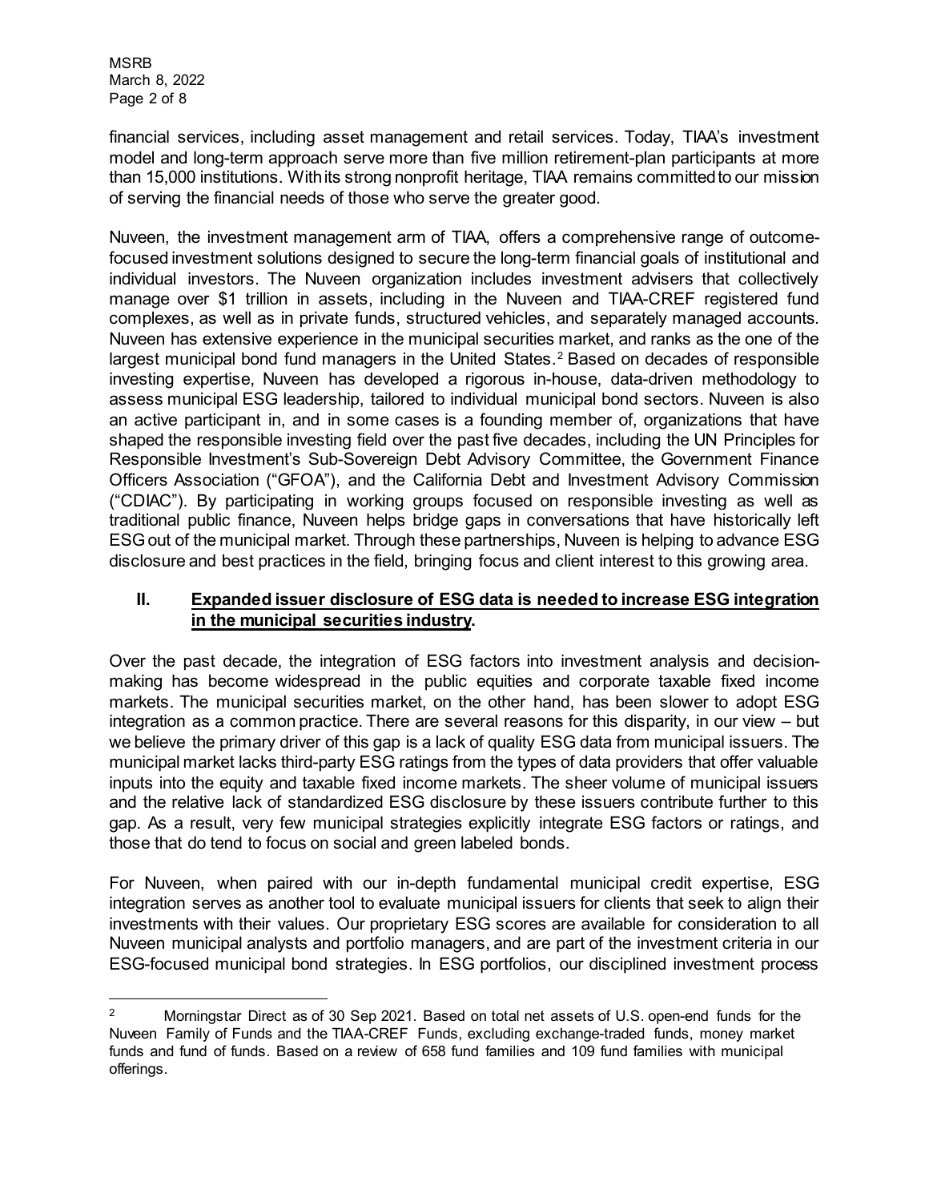financial services, including asset management and retail services. Today, TIAA's investment model and long-term approach serve more than five million retirement-plan participants at more than 15,000 institutions. With its strong nonprofit heritage, TIAA remains committed to our mission of serving the financial needs of those who serve the greater good.

Nuveen, the investment management arm of TIAA, offers a comprehensive range of outcome-focused investment solutions designed to secure the long-term financial goals of institutional and individual investors. The Nuveen organization includes investment advisers that collectively manage over $1 trillion in assets, including in the Nuveen and TIAA-CREF registered fund complexes, as well as in private funds, structured vehicles, and separately managed accounts. Nuveen has extensive experience in the municipal securities market, and ranks as the one of the largest municipal bond fund managers in the United States.[2] Based on decades of responsible investing expertise, Nuveen has developed a rigorous in-house, data-driven methodology to assess municipal ESG leadership, tailored to individual municipal bond sectors. Nuveen is also an active participant in, and in some cases is a founding member of, organizations that have shaped the responsible investing field over the past five decades, including the UN Principles for Responsible Investment's Sub-Sovereign Debt Advisory Committee, the Government Finance Officers Association ("GFOA"), and the California Debt and Investment Advisory Commission ("CDIAC"). By participating in working groups focused on responsible investing as well as traditional public finance, Nuveen helps bridge gaps in conversations that have historically left ESG out of the municipal market. Through these partnerships, Nuveen is helping to advance ESG disclosure and best practices in the field, bringing focus and client interest to this growing area.

## II. Expanded issuer disclosure of ESG data is needed to increase ESG integration in the municipal securities industry.

Over the past decade, the integration of ESG factors into investment analysis and decision-making has become widespread in the public equities and corporate taxable fixed income markets. The municipal securities market, on the other hand, has been slower to adopt ESG integration as a common practice. There are several reasons for this disparity, in our view – but we believe the primary driver of this gap is a lack of quality ESG data from municipal issuers. The municipal market lacks third-party ESG ratings from the types of data providers that offer valuable inputs into the equity and taxable fixed income markets. The sheer volume of municipal issuers and the relative lack of standardized ESG disclosure by these issuers contribute further to this gap. As a result, very few municipal strategies explicitly integrate ESG factors or ratings, and those that do tend to focus on social and green labeled bonds.

For Nuveen, when paired with our in-depth fundamental municipal credit expertise, ESG integration serves as another tool to evaluate municipal issuers for clients that seek to align their investments with their values. Our proprietary ESG scores are available for consideration to all Nuveen municipal analysts and portfolio managers, and are part of the investment criteria in our ESG-focused municipal bond strategies. In ESG portfolios, our disciplined investment process

---

[2] Morningstar Direct as of 30 Sep 2021. Based on total net assets of U.S. open-end funds for the Nuveen Family of Funds and the TIAA-CREF Funds, excluding exchange-traded funds, money market funds and fund of funds. Based on a review of 658 fund families and 109 fund families with municipal offerings.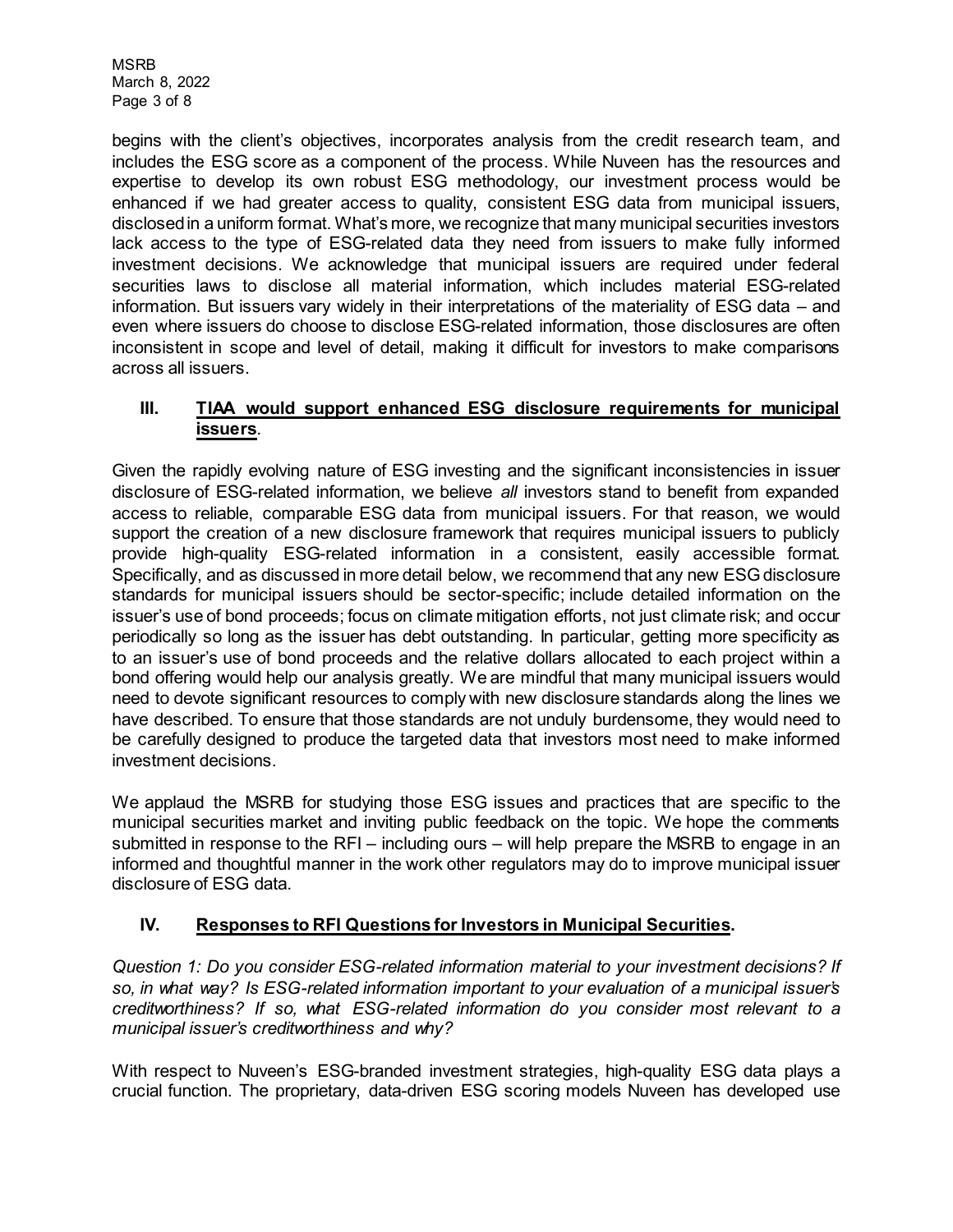begins with the client's objectives, incorporates analysis from the credit research team, and includes the ESG score as a component of the process. While Nuveen has the resources and expertise to develop its own robust ESG methodology, our investment process would be enhanced if we had greater access to quality, consistent ESG data from municipal issuers, disclosed in a uniform format. What's more, we recognize that many municipal securities investors lack access to the type of ESG-related data they need from issuers to make fully informed investment decisions. We acknowledge that municipal issuers are required under federal securities laws to disclose all material information, which includes material ESG-related information. But issuers vary widely in their interpretations of the materiality of ESG data – and even where issuers do choose to disclose ESG-related information, those disclosures are often inconsistent in scope and level of detail, making it difficult for investors to make comparisons across all issuers.

## III. TIAA would support enhanced ESG disclosure requirements for municipal issuers.

Given the rapidly evolving nature of ESG investing and the significant inconsistencies in issuer disclosure of ESG-related information, we believe *all* investors stand to benefit from expanded access to reliable, comparable ESG data from municipal issuers. For that reason, we would support the creation of a new disclosure framework that requires municipal issuers to publicly provide high-quality ESG-related information in a consistent, easily accessible format. Specifically, and as discussed in more detail below, we recommend that any new ESG disclosure standards for municipal issuers should be sector-specific; include detailed information on the issuer's use of bond proceeds; focus on climate mitigation efforts, not just climate risk; and occur periodically so long as the issuer has debt outstanding. In particular, getting more specificity as to an issuer's use of bond proceeds and the relative dollars allocated to each project within a bond offering would help our analysis greatly. We are mindful that many municipal issuers would need to devote significant resources to comply with new disclosure standards along the lines we have described. To ensure that those standards are not unduly burdensome, they would need to be carefully designed to produce the targeted data that investors most need to make informed investment decisions.

We applaud the MSRB for studying those ESG issues and practices that are specific to the municipal securities market and inviting public feedback on the topic. We hope the comments submitted in response to the RFI – including ours – will help prepare the MSRB to engage in an informed and thoughtful manner in the work other regulators may do to improve municipal issuer disclosure of ESG data.

## IV. Responses to RFI Questions for Investors in Municipal Securities.

*Question 1: Do you consider ESG-related information material to your investment decisions? If so, in what way? Is ESG-related information important to your evaluation of a municipal issuer's creditworthiness? If so, what ESG-related information do you consider most relevant to a municipal issuer's creditworthiness and why?*

With respect to Nuveen's ESG-branded investment strategies, high-quality ESG data plays a crucial function. The proprietary, data-driven ESG scoring models Nuveen has developed use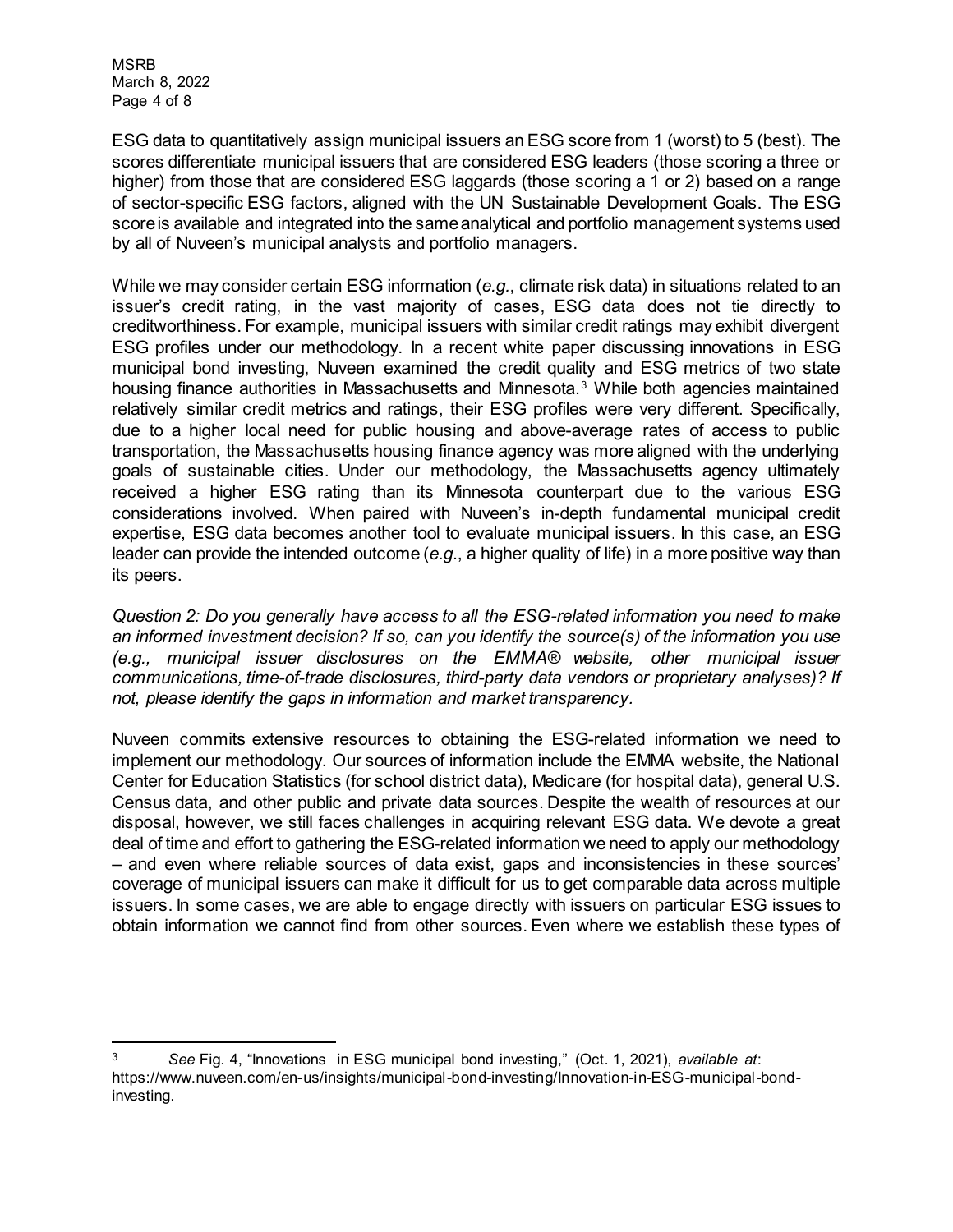ESG data to quantitatively assign municipal issuers an ESG score from 1 (worst) to 5 (best). The scores differentiate municipal issuers that are considered ESG leaders (those scoring a three or higher) from those that are considered ESG laggards (those scoring a 1 or 2) based on a range of sector-specific ESG factors, aligned with the UN Sustainable Development Goals. The ESG score is available and integrated into the same analytical and portfolio management systems used by all of Nuveen's municipal analysts and portfolio managers.

While we may consider certain ESG information (*e.g.*, climate risk data) in situations related to an issuer's credit rating, in the vast majority of cases, ESG data does not tie directly to creditworthiness. For example, municipal issuers with similar credit ratings may exhibit divergent ESG profiles under our methodology. In a recent white paper discussing innovations in ESG municipal bond investing, Nuveen examined the credit quality and ESG metrics of two state housing finance authorities in Massachusetts and Minnesota.[3] While both agencies maintained relatively similar credit metrics and ratings, their ESG profiles were very different. Specifically, due to a higher local need for public housing and above-average rates of access to public transportation, the Massachusetts housing finance agency was more aligned with the underlying goals of sustainable cities. Under our methodology, the Massachusetts agency ultimately received a higher ESG rating than its Minnesota counterpart due to the various ESG considerations involved. When paired with Nuveen's in-depth fundamental municipal credit expertise, ESG data becomes another tool to evaluate municipal issuers. In this case, an ESG leader can provide the intended outcome (*e.g.*, a higher quality of life) in a more positive way than its peers.

*Question 2: Do you generally have access to all the ESG-related information you need to make an informed investment decision? If so, can you identify the source(s) of the information you use (e.g., municipal issuer disclosures on the EMMA® website, other municipal issuer communications, time-of-trade disclosures, third-party data vendors or proprietary analyses)? If not, please identify the gaps in information and market transparency.*

Nuveen commits extensive resources to obtaining the ESG-related information we need to implement our methodology. Our sources of information include the EMMA website, the National Center for Education Statistics (for school district data), Medicare (for hospital data), general U.S. Census data, and other public and private data sources. Despite the wealth of resources at our disposal, however, we still faces challenges in acquiring relevant ESG data. We devote a great deal of time and effort to gathering the ESG-related information we need to apply our methodology – and even where reliable sources of data exist, gaps and inconsistencies in these sources' coverage of municipal issuers can make it difficult for us to get comparable data across multiple issuers. In some cases, we are able to engage directly with issuers on particular ESG issues to obtain information we cannot find from other sources. Even where we establish these types of

[3] *See* Fig. 4, "Innovations in ESG municipal bond investing," (Oct. 1, 2021), *available at*: https://www.nuveen.com/en-us/insights/municipal-bond-investing/Innovation-in-ESG-municipal-bond-investing.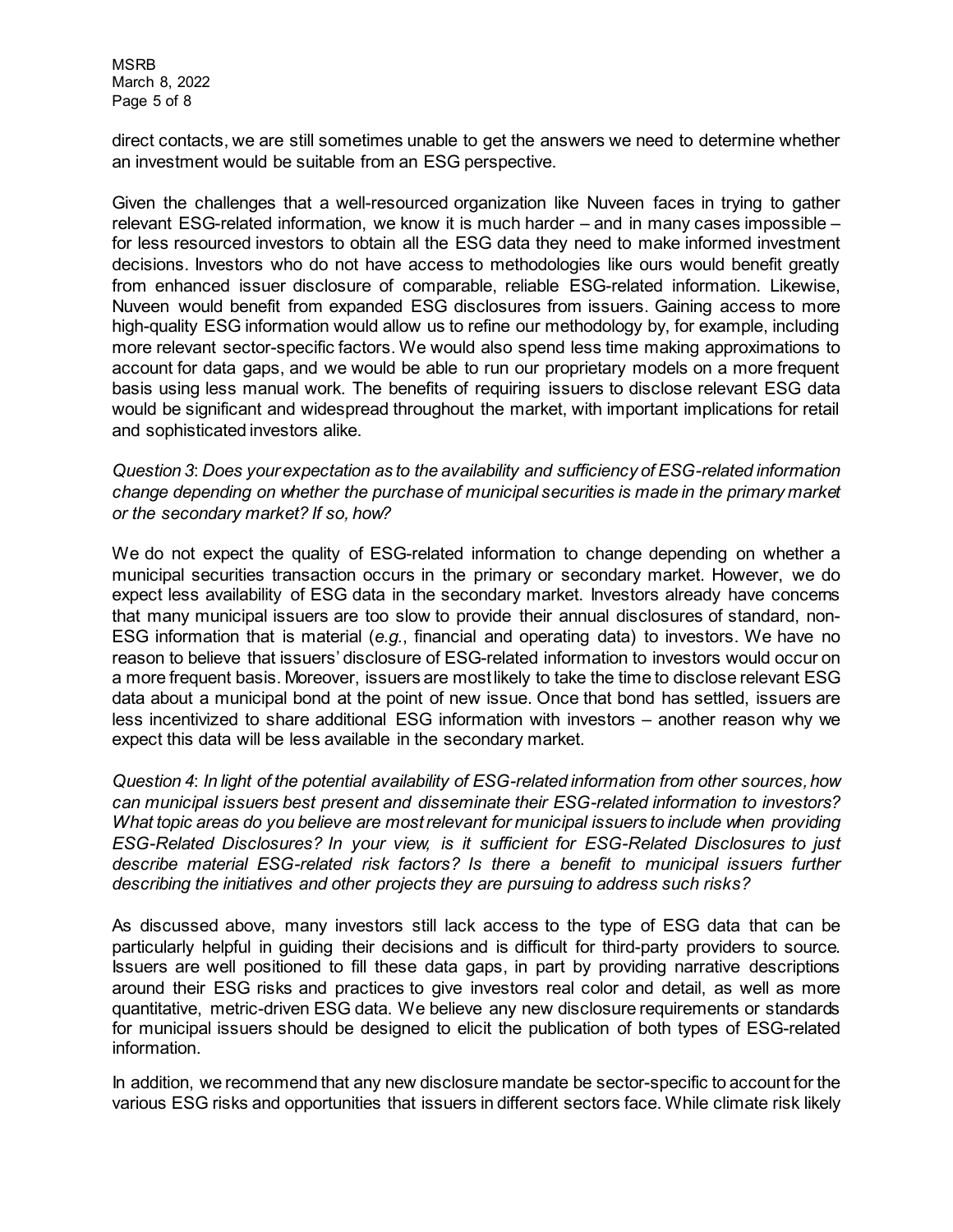direct contacts, we are still sometimes unable to get the answers we need to determine whether an investment would be suitable from an ESG perspective.

Given the challenges that a well-resourced organization like Nuveen faces in trying to gather relevant ESG-related information, we know it is much harder – and in many cases impossible – for less resourced investors to obtain all the ESG data they need to make informed investment decisions. Investors who do not have access to methodologies like ours would benefit greatly from enhanced issuer disclosure of comparable, reliable ESG-related information. Likewise, Nuveen would benefit from expanded ESG disclosures from issuers. Gaining access to more high-quality ESG information would allow us to refine our methodology by, for example, including more relevant sector-specific factors. We would also spend less time making approximations to account for data gaps, and we would be able to run our proprietary models on a more frequent basis using less manual work. The benefits of requiring issuers to disclose relevant ESG data would be significant and widespread throughout the market, with important implications for retail and sophisticated investors alike.

*Question 3*: *Does your expectation as to the availability and sufficiency of ESG-related information change depending on whether the purchase of municipal securities is made in the primary market or the secondary market? If so, how?*

We do not expect the quality of ESG-related information to change depending on whether a municipal securities transaction occurs in the primary or secondary market. However, we do expect less availability of ESG data in the secondary market. Investors already have concerns that many municipal issuers are too slow to provide their annual disclosures of standard, non-ESG information that is material (*e.g.*, financial and operating data) to investors. We have no reason to believe that issuers' disclosure of ESG-related information to investors would occur on a more frequent basis. Moreover, issuers are most likely to take the time to disclose relevant ESG data about a municipal bond at the point of new issue. Once that bond has settled, issuers are less incentivized to share additional ESG information with investors – another reason why we expect this data will be less available in the secondary market.

*Question 4*: *In light of the potential availability of ESG-related information from other sources, how can municipal issuers best present and disseminate their ESG-related information to investors? What topic areas do you believe are most relevant for municipal issuers to include when providing ESG-Related Disclosures? In your view, is it sufficient for ESG-Related Disclosures to just describe material ESG-related risk factors? Is there a benefit to municipal issuers further describing the initiatives and other projects they are pursuing to address such risks?*

As discussed above, many investors still lack access to the type of ESG data that can be particularly helpful in guiding their decisions and is difficult for third-party providers to source. Issuers are well positioned to fill these data gaps, in part by providing narrative descriptions around their ESG risks and practices to give investors real color and detail, as well as more quantitative, metric-driven ESG data. We believe any new disclosure requirements or standards for municipal issuers should be designed to elicit the publication of both types of ESG-related information.

In addition, we recommend that any new disclosure mandate be sector-specific to account for the various ESG risks and opportunities that issuers in different sectors face. While climate risk likely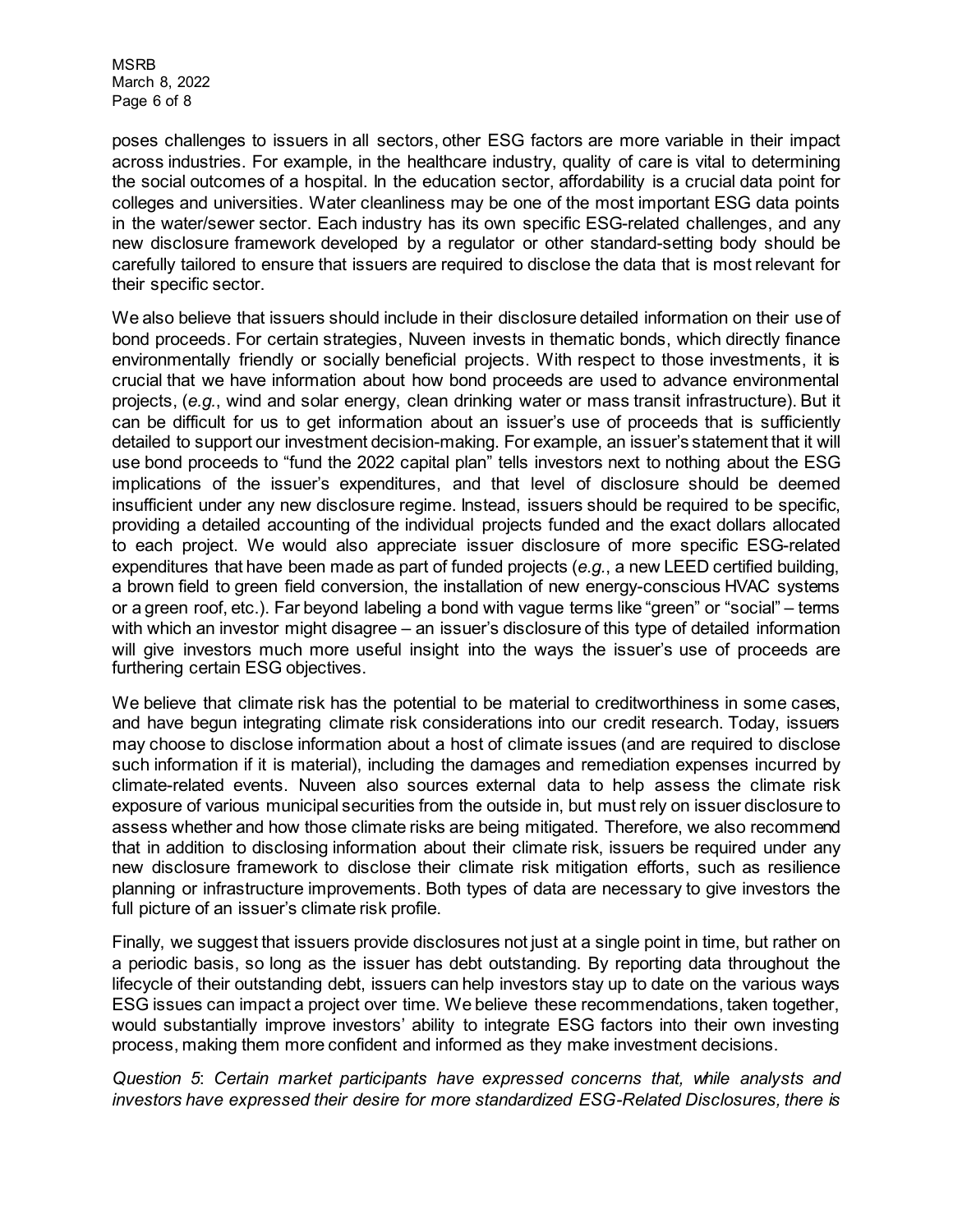poses challenges to issuers in all sectors, other ESG factors are more variable in their impact across industries. For example, in the healthcare industry, quality of care is vital to determining the social outcomes of a hospital. In the education sector, affordability is a crucial data point for colleges and universities. Water cleanliness may be one of the most important ESG data points in the water/sewer sector. Each industry has its own specific ESG-related challenges, and any new disclosure framework developed by a regulator or other standard-setting body should be carefully tailored to ensure that issuers are required to disclose the data that is most relevant for their specific sector.

We also believe that issuers should include in their disclosure detailed information on their use of bond proceeds. For certain strategies, Nuveen invests in thematic bonds, which directly finance environmentally friendly or socially beneficial projects. With respect to those investments, it is crucial that we have information about how bond proceeds are used to advance environmental projects, (*e.g.*, wind and solar energy, clean drinking water or mass transit infrastructure). But it can be difficult for us to get information about an issuer's use of proceeds that is sufficiently detailed to support our investment decision-making. For example, an issuer's statement that it will use bond proceeds to "fund the 2022 capital plan" tells investors next to nothing about the ESG implications of the issuer's expenditures, and that level of disclosure should be deemed insufficient under any new disclosure regime. Instead, issuers should be required to be specific, providing a detailed accounting of the individual projects funded and the exact dollars allocated to each project. We would also appreciate issuer disclosure of more specific ESG-related expenditures that have been made as part of funded projects (*e.g.*, a new LEED certified building, a brown field to green field conversion, the installation of new energy-conscious HVAC systems or a green roof, etc.). Far beyond labeling a bond with vague terms like "green" or "social" – terms with which an investor might disagree – an issuer's disclosure of this type of detailed information will give investors much more useful insight into the ways the issuer's use of proceeds are furthering certain ESG objectives.

We believe that climate risk has the potential to be material to creditworthiness in some cases, and have begun integrating climate risk considerations into our credit research. Today, issuers may choose to disclose information about a host of climate issues (and are required to disclose such information if it is material), including the damages and remediation expenses incurred by climate-related events. Nuveen also sources external data to help assess the climate risk exposure of various municipal securities from the outside in, but must rely on issuer disclosure to assess whether and how those climate risks are being mitigated. Therefore, we also recommend that in addition to disclosing information about their climate risk, issuers be required under any new disclosure framework to disclose their climate risk mitigation efforts, such as resilience planning or infrastructure improvements. Both types of data are necessary to give investors the full picture of an issuer's climate risk profile.

Finally, we suggest that issuers provide disclosures not just at a single point in time, but rather on a periodic basis, so long as the issuer has debt outstanding. By reporting data throughout the lifecycle of their outstanding debt, issuers can help investors stay up to date on the various ways ESG issues can impact a project over time. We believe these recommendations, taken together, would substantially improve investors' ability to integrate ESG factors into their own investing process, making them more confident and informed as they make investment decisions.

*Question 5*: *Certain market participants have expressed concerns that, while analysts and investors have expressed their desire for more standardized ESG-Related Disclosures, there is*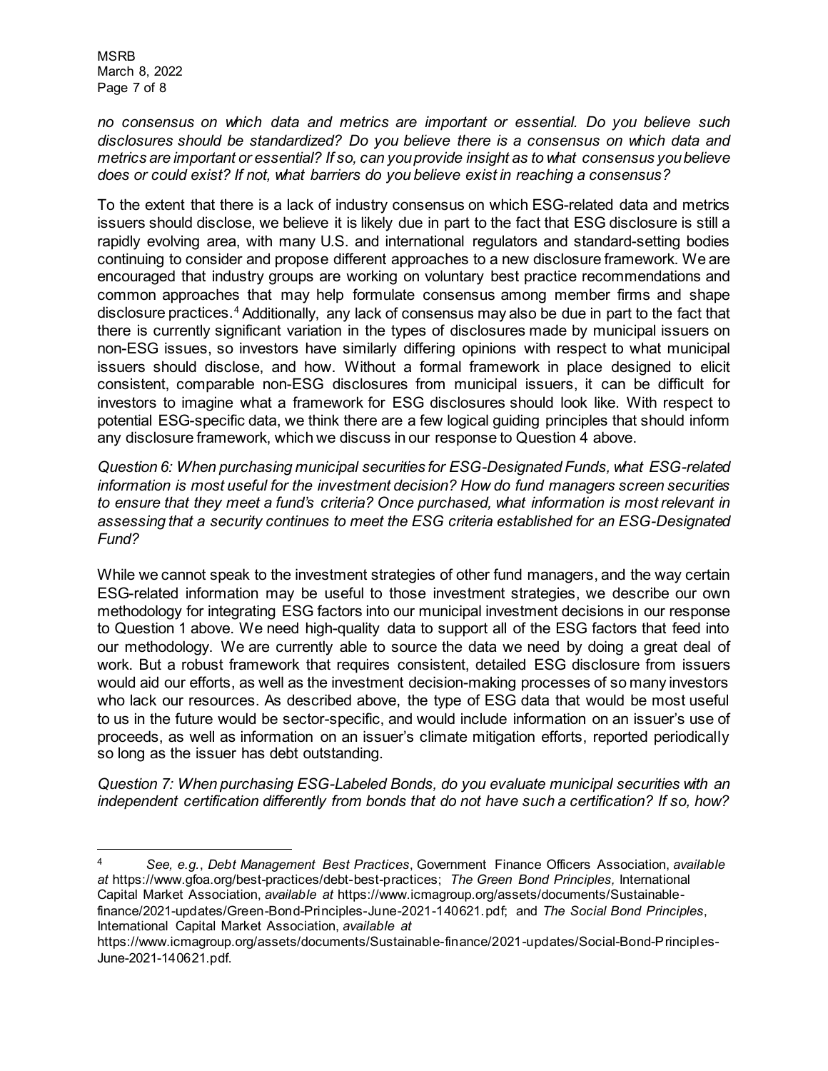*no consensus on which data and metrics are important or essential. Do you believe such disclosures should be standardized? Do you believe there is a consensus on which data and metrics are important or essential? If so, can you provide insight as to what consensus you believe does or could exist? If not, what barriers do you believe exist in reaching a consensus?*

To the extent that there is a lack of industry consensus on which ESG-related data and metrics issuers should disclose, we believe it is likely due in part to the fact that ESG disclosure is still a rapidly evolving area, with many U.S. and international regulators and standard-setting bodies continuing to consider and propose different approaches to a new disclosure framework. We are encouraged that industry groups are working on voluntary best practice recommendations and common approaches that may help formulate consensus among member firms and shape disclosure practices.[4] Additionally, any lack of consensus may also be due in part to the fact that there is currently significant variation in the types of disclosures made by municipal issuers on non-ESG issues, so investors have similarly differing opinions with respect to what municipal issuers should disclose, and how. Without a formal framework in place designed to elicit consistent, comparable non-ESG disclosures from municipal issuers, it can be difficult for investors to imagine what a framework for ESG disclosures should look like. With respect to potential ESG-specific data, we think there are a few logical guiding principles that should inform any disclosure framework, which we discuss in our response to Question 4 above.

*Question 6: When purchasing municipal securities for ESG-Designated Funds, what ESG-related information is most useful for the investment decision? How do fund managers screen securities to ensure that they meet a fund's criteria? Once purchased, what information is most relevant in assessing that a security continues to meet the ESG criteria established for an ESG-Designated Fund?*

While we cannot speak to the investment strategies of other fund managers, and the way certain ESG-related information may be useful to those investment strategies, we describe our own methodology for integrating ESG factors into our municipal investment decisions in our response to Question 1 above. We need high-quality data to support all of the ESG factors that feed into our methodology. We are currently able to source the data we need by doing a great deal of work. But a robust framework that requires consistent, detailed ESG disclosure from issuers would aid our efforts, as well as the investment decision-making processes of so many investors who lack our resources. As described above, the type of ESG data that would be most useful to us in the future would be sector-specific, and would include information on an issuer's use of proceeds, as well as information on an issuer's climate mitigation efforts, reported periodically so long as the issuer has debt outstanding.

*Question 7: When purchasing ESG-Labeled Bonds, do you evaluate municipal securities with an independent certification differently from bonds that do not have such a certification? If so, how?*

---

[4] *See, e.g.*, *Debt Management Best Practices*, Government Finance Officers Association, *available at* https://www.gfoa.org/best-practices/debt-best-practices; *The Green Bond Principles,* International Capital Market Association, *available at* https://www.icmagroup.org/assets/documents/Sustainable-finance/2021-updates/Green-Bond-Principles-June-2021-140621.pdf; and *The Social Bond Principles*, International Capital Market Association, *available at* https://www.icmagroup.org/assets/documents/Sustainable-finance/2021-updates/Social-Bond-Principles-June-2021-140621.pdf.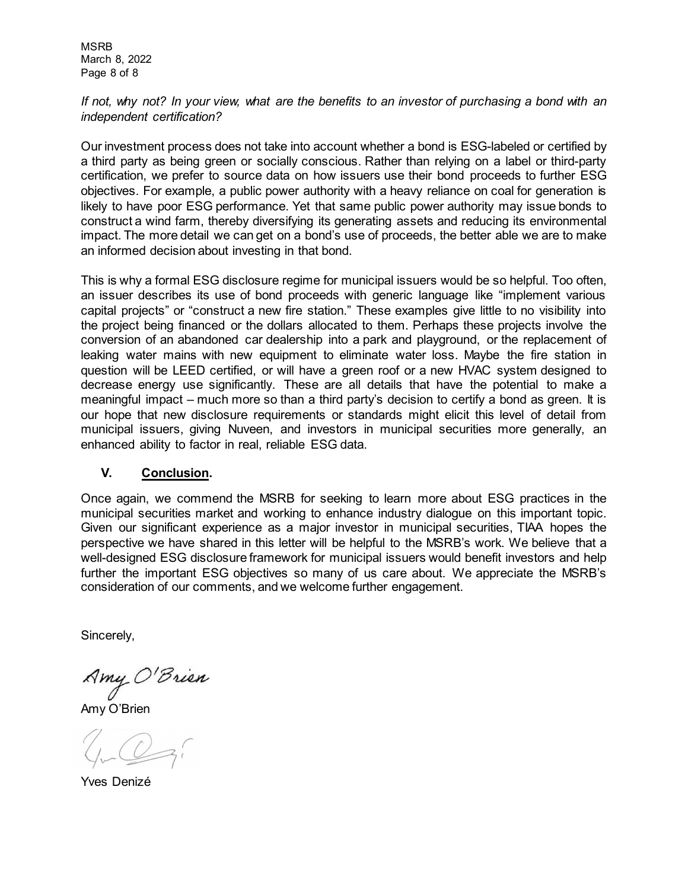*If not, why not? In your view, what are the benefits to an investor of purchasing a bond with an independent certification?*

Our investment process does not take into account whether a bond is ESG-labeled or certified by a third party as being green or socially conscious. Rather than relying on a label or third-party certification, we prefer to source data on how issuers use their bond proceeds to further ESG objectives. For example, a public power authority with a heavy reliance on coal for generation is likely to have poor ESG performance. Yet that same public power authority may issue bonds to construct a wind farm, thereby diversifying its generating assets and reducing its environmental impact. The more detail we can get on a bond's use of proceeds, the better able we are to make an informed decision about investing in that bond.

This is why a formal ESG disclosure regime for municipal issuers would be so helpful. Too often, an issuer describes its use of bond proceeds with generic language like "implement various capital projects" or "construct a new fire station." These examples give little to no visibility into the project being financed or the dollars allocated to them. Perhaps these projects involve the conversion of an abandoned car dealership into a park and playground, or the replacement of leaking water mains with new equipment to eliminate water loss. Maybe the fire station in question will be LEED certified, or will have a green roof or a new HVAC system designed to decrease energy use significantly. These are all details that have the potential to make a meaningful impact – much more so than a third party's decision to certify a bond as green. It is our hope that new disclosure requirements or standards might elicit this level of detail from municipal issuers, giving Nuveen, and investors in municipal securities more generally, an enhanced ability to factor in real, reliable ESG data.

## V. **Conclusion.**

Once again, we commend the MSRB for seeking to learn more about ESG practices in the municipal securities market and working to enhance industry dialogue on this important topic. Given our significant experience as a major investor in municipal securities, TIAA hopes the perspective we have shared in this letter will be helpful to the MSRB's work. We believe that a well-designed ESG disclosure framework for municipal issuers would benefit investors and help further the important ESG objectives so many of us care about. We appreciate the MSRB's consideration of our comments, and we welcome further engagement.

Sincerely,

*Amy O'Brien*

Amy O'Brien

Yves Denizé